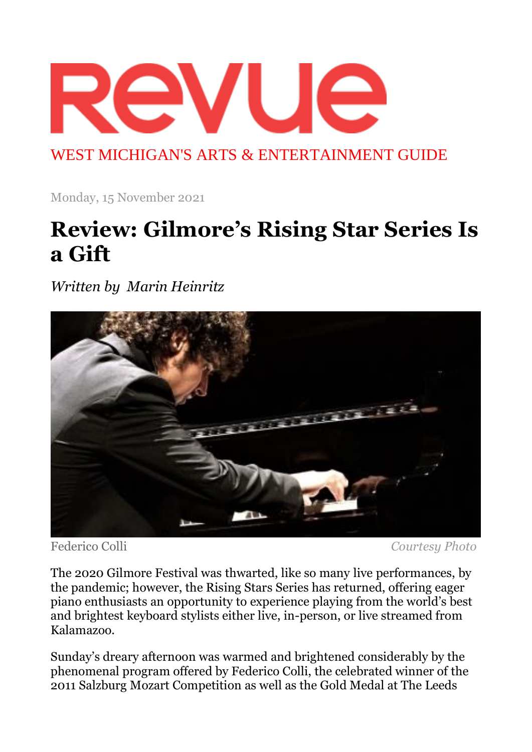# Revue

WEST MICHIGAN'S ARTS & ENTERTAINMENT GUIDE

Monday, 15 November 2021

## Review: Gilmore's Rising Star Series Is a Gift

*Written by Marin Heinritz*

Federico Colli *Courtesy Photo*

The 2020 Gilmore Festival was thwarted, like so many live performances, by the pandemic; however, the Rising Stars Series has returned, offering eager piano enthusiasts an opportunity to experience playing from the world's best and brightest keyboard stylists either live, in-person, or live streamed from Kalamazoo.

Sunday's dreary afternoon was warmed and brightened considerably by the phenomenal program offered by Federico Colli, the celebrated winner of the 2011 Salzburg Mozart Competition as well as the Gold Medal at The Leeds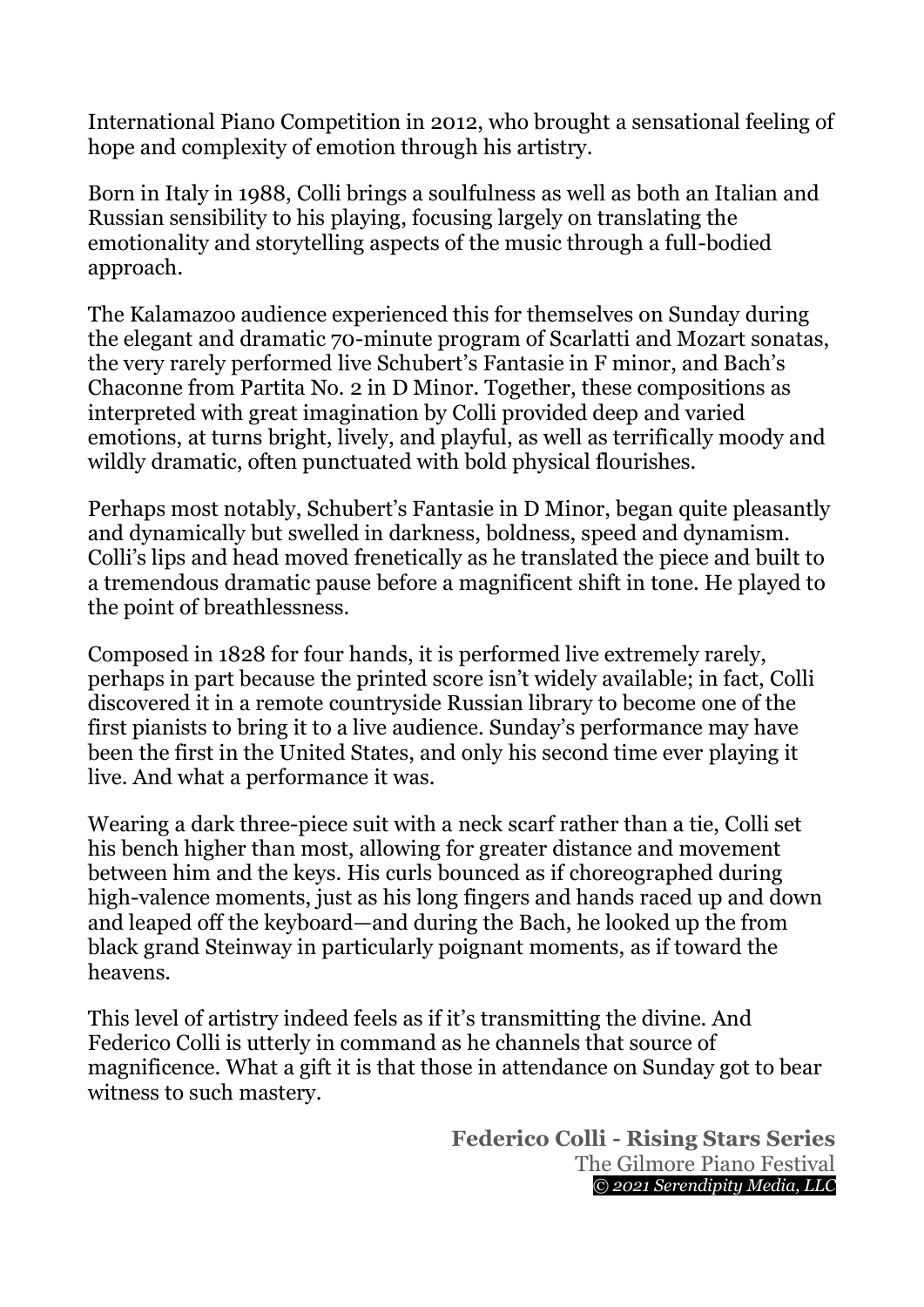International Piano Competition in 2012, who brought a sensational feeling of hope and complexity of emotion through his artistry.

Born in Italy in 1988, Colli brings a soulfulness as well as both an Italian and Russian sensibility to his playing, focusing largely on translating the emotionality and storytelling aspects of the music through a full-bodied approach.

The Kalamazoo audience experienced this for themselves on Sunday during the elegant and dramatic 70-minute program of Scarlatti and Mozart sonatas, the very rarely performed live Schubert's Fantasie in F minor, and Bach's Chaconne from Partita No. 2 in D Minor. Together, these compositions as interpreted with great imagination by Colli provided deep and varied emotions, at turns bright, lively, and playful, as well as terrifically moody and wildly dramatic, often punctuated with bold physical flourishes.

Perhaps most notably, Schubert's Fantasie in D Minor, began quite pleasantly and dynamically but swelled in darkness, boldness, speed and dynamism. Colli's lips and head moved frenetically as he translated the piece and built to a tremendous dramatic pause before a magnificent shift in tone. He played to the point of breathlessness.

Composed in 1828 for four hands, it is performed live extremely rarely, perhaps in part because the printed score isn't widely available; in fact, Colli discovered it in a remote countryside Russian library to become one of the first pianists to bring it to a live audience. Sunday's performance may have been the first in the United States, and only his second time ever playing it live. And what a performance it was.

Wearing a dark three-piece suit with a neck scarf rather than a tie, Colli set his bench higher than most, allowing for greater distance and movement between him and the keys. His curls bounced as if choreographed during high-valence moments, just as his long fingers and hands raced up and down and leaped off the keyboard—and during the Bach, he looked up the from black grand Steinway in particularly poignant moments, as if toward the heavens.

This level of artistry indeed feels as if it's transmitting the divine. And Federico Colli is utterly in command as he channels that source of magnificence. What a gift it is that those in attendance on Sunday got to bear witness to such mastery.

**Federico Colli - Rising Stars Series**
The Gilmore Piano Festival
*© 2021 Serendipity Media, LLC*